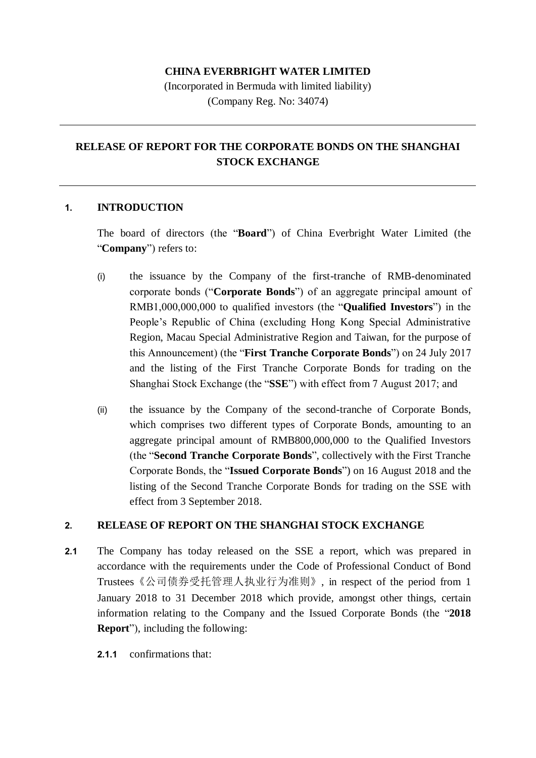**CHINA EVERBRIGHT WATER LIMITED**

(Incorporated in Bermuda with limited liability)
(Company Reg. No: 34074)

---

## RELEASE OF REPORT FOR THE CORPORATE BONDS ON THE SHANGHAI STOCK EXCHANGE

---

### 1. INTRODUCTION

The board of directors (the "**Board**") of China Everbright Water Limited (the "**Company**") refers to:

(i) the issuance by the Company of the first-tranche of RMB-denominated corporate bonds ("**Corporate Bonds**") of an aggregate principal amount of RMB1,000,000,000 to qualified investors (the "**Qualified Investors**") in the People's Republic of China (excluding Hong Kong Special Administrative Region, Macau Special Administrative Region and Taiwan, for the purpose of this Announcement) (the "**First Tranche Corporate Bonds**") on 24 July 2017 and the listing of the First Tranche Corporate Bonds for trading on the Shanghai Stock Exchange (the "**SSE**") with effect from 7 August 2017; and

(ii) the issuance by the Company of the second-tranche of Corporate Bonds, which comprises two different types of Corporate Bonds, amounting to an aggregate principal amount of RMB800,000,000 to the Qualified Investors (the "**Second Tranche Corporate Bonds**", collectively with the First Tranche Corporate Bonds, the "**Issued Corporate Bonds**") on 16 August 2018 and the listing of the Second Tranche Corporate Bonds for trading on the SSE with effect from 3 September 2018.

### 2. RELEASE OF REPORT ON THE SHANGHAI STOCK EXCHANGE

**2.1** The Company has today released on the SSE a report, which was prepared in accordance with the requirements under the Code of Professional Conduct of Bond Trustees《公司债券受托管理人执业行为准则》, in respect of the period from 1 January 2018 to 31 December 2018 which provide, amongst other things, certain information relating to the Company and the Issued Corporate Bonds (the "**2018 Report**"), including the following:

**2.1.1** confirmations that: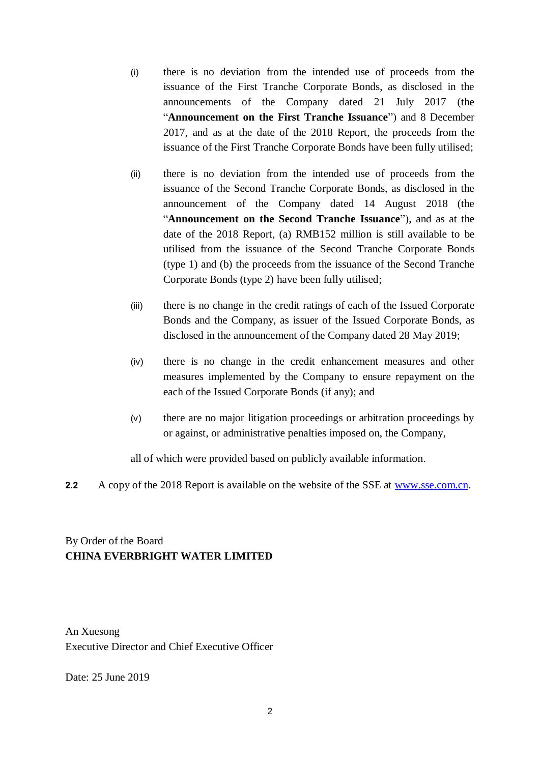(i) there is no deviation from the intended use of proceeds from the issuance of the First Tranche Corporate Bonds, as disclosed in the announcements of the Company dated 21 July 2017 (the "**Announcement on the First Tranche Issuance**") and 8 December 2017, and as at the date of the 2018 Report, the proceeds from the issuance of the First Tranche Corporate Bonds have been fully utilised;

(ii) there is no deviation from the intended use of proceeds from the issuance of the Second Tranche Corporate Bonds, as disclosed in the announcement of the Company dated 14 August 2018 (the "**Announcement on the Second Tranche Issuance**"), and as at the date of the 2018 Report, (a) RMB152 million is still available to be utilised from the issuance of the Second Tranche Corporate Bonds (type 1) and (b) the proceeds from the issuance of the Second Tranche Corporate Bonds (type 2) have been fully utilised;

(iii) there is no change in the credit ratings of each of the Issued Corporate Bonds and the Company, as issuer of the Issued Corporate Bonds, as disclosed in the announcement of the Company dated 28 May 2019;

(iv) there is no change in the credit enhancement measures and other measures implemented by the Company to ensure repayment on the each of the Issued Corporate Bonds (if any); and

(v) there are no major litigation proceedings or arbitration proceedings by or against, or administrative penalties imposed on, the Company,

all of which were provided based on publicly available information.

**2.2** A copy of the 2018 Report is available on the website of the SSE at www.sse.com.cn.

By Order of the Board
**CHINA EVERBRIGHT WATER LIMITED**

An Xuesong
Executive Director and Chief Executive Officer

Date: 25 June 2019